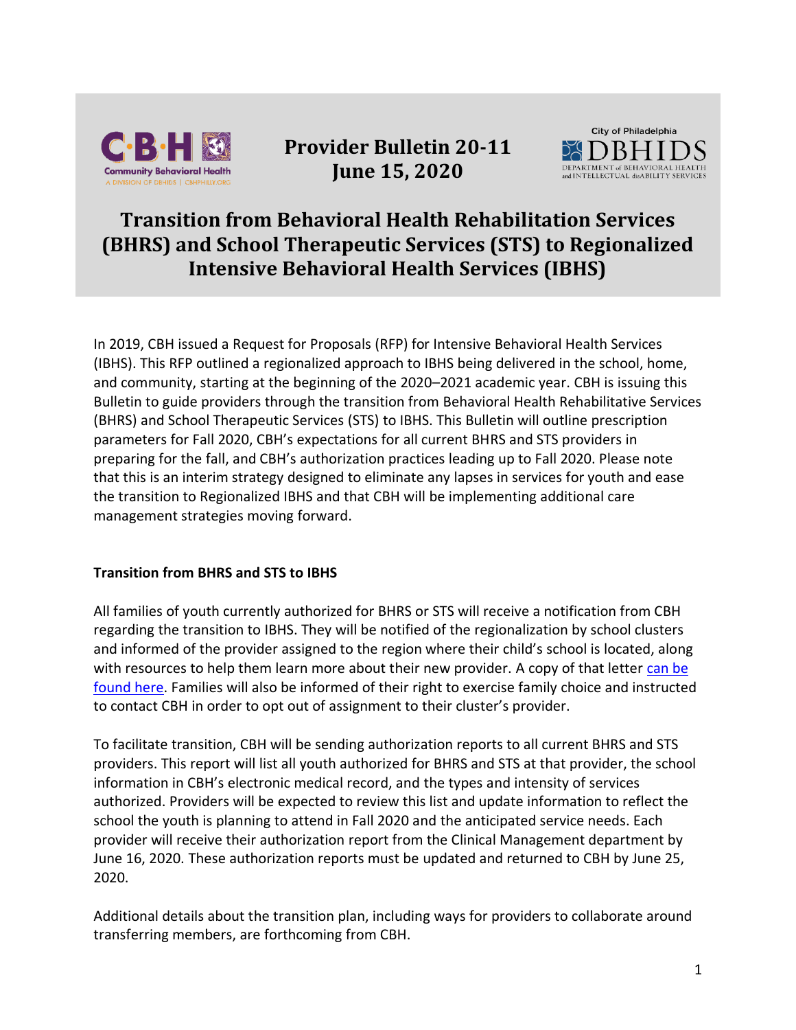# Provider Bulletin 20-11
## June 15, 2020

# Transition from Behavioral Health Rehabilitation Services (BHRS) and School Therapeutic Services (STS) to Regionalized Intensive Behavioral Health Services (IBHS)

In 2019, CBH issued a Request for Proposals (RFP) for Intensive Behavioral Health Services (IBHS). This RFP outlined a regionalized approach to IBHS being delivered in the school, home, and community, starting at the beginning of the 2020–2021 academic year. CBH is issuing this Bulletin to guide providers through the transition from Behavioral Health Rehabilitative Services (BHRS) and School Therapeutic Services (STS) to IBHS. This Bulletin will outline prescription parameters for Fall 2020, CBH's expectations for all current BHRS and STS providers in preparing for the fall, and CBH's authorization practices leading up to Fall 2020. Please note that this is an interim strategy designed to eliminate any lapses in services for youth and ease the transition to Regionalized IBHS and that CBH will be implementing additional care management strategies moving forward.

**Transition from BHRS and STS to IBHS**

All families of youth currently authorized for BHRS or STS will receive a notification from CBH regarding the transition to IBHS. They will be notified of the regionalization by school clusters and informed of the provider assigned to the region where their child's school is located, along with resources to help them learn more about their new provider. A copy of that letter can be found here. Families will also be informed of their right to exercise family choice and instructed to contact CBH in order to opt out of assignment to their cluster's provider.

To facilitate transition, CBH will be sending authorization reports to all current BHRS and STS providers. This report will list all youth authorized for BHRS and STS at that provider, the school information in CBH's electronic medical record, and the types and intensity of services authorized. Providers will be expected to review this list and update information to reflect the school the youth is planning to attend in Fall 2020 and the anticipated service needs. Each provider will receive their authorization report from the Clinical Management department by June 16, 2020. These authorization reports must be updated and returned to CBH by June 25, 2020.

Additional details about the transition plan, including ways for providers to collaborate around transferring members, are forthcoming from CBH.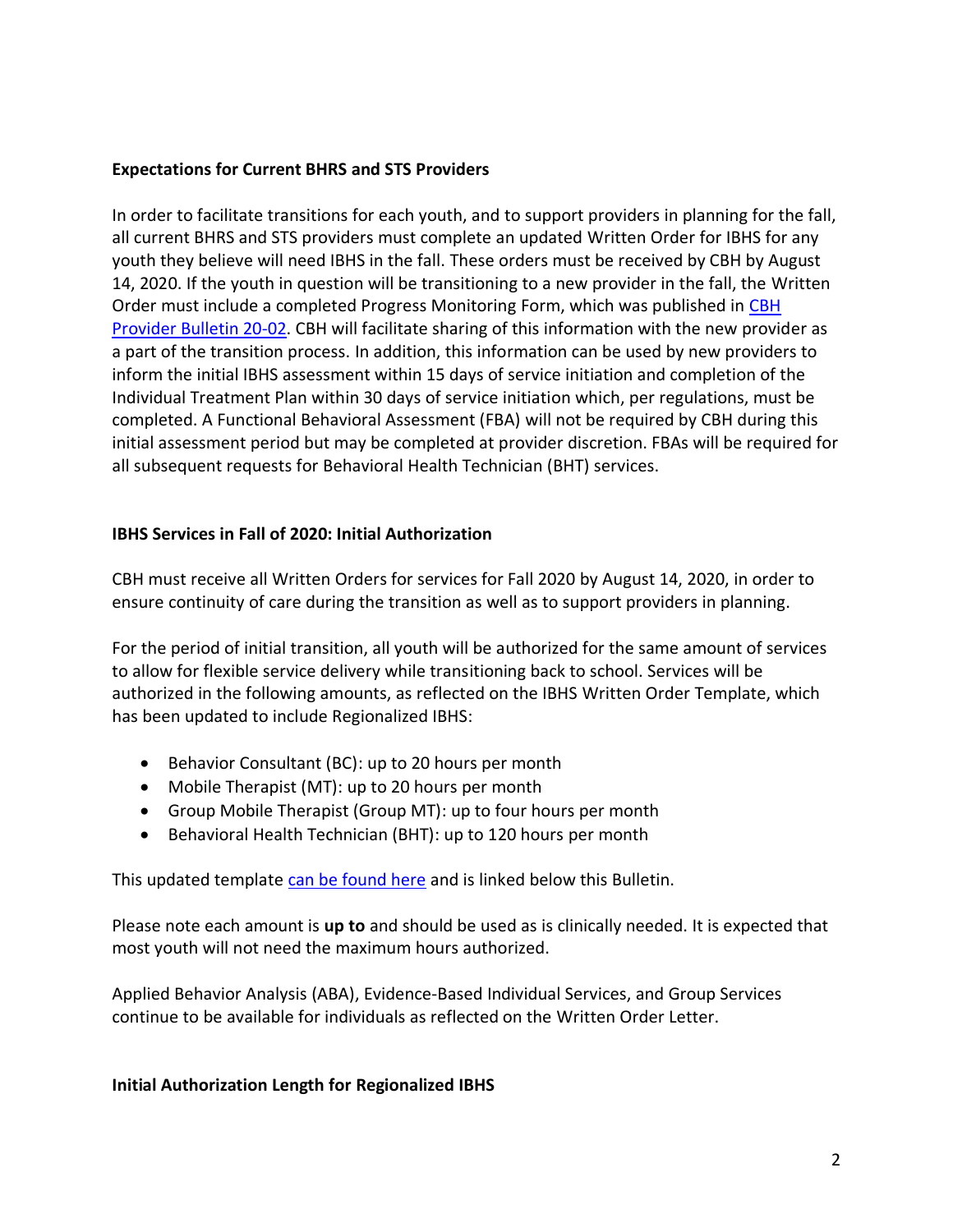**Expectations for Current BHRS and STS Providers**

In order to facilitate transitions for each youth, and to support providers in planning for the fall, all current BHRS and STS providers must complete an updated Written Order for IBHS for any youth they believe will need IBHS in the fall. These orders must be received by CBH by August 14, 2020. If the youth in question will be transitioning to a new provider in the fall, the Written Order must include a completed Progress Monitoring Form, which was published in CBH Provider Bulletin 20-02. CBH will facilitate sharing of this information with the new provider as a part of the transition process. In addition, this information can be used by new providers to inform the initial IBHS assessment within 15 days of service initiation and completion of the Individual Treatment Plan within 30 days of service initiation which, per regulations, must be completed. A Functional Behavioral Assessment (FBA) will not be required by CBH during this initial assessment period but may be completed at provider discretion. FBAs will be required for all subsequent requests for Behavioral Health Technician (BHT) services.

**IBHS Services in Fall of 2020: Initial Authorization**

CBH must receive all Written Orders for services for Fall 2020 by August 14, 2020, in order to ensure continuity of care during the transition as well as to support providers in planning.

For the period of initial transition, all youth will be authorized for the same amount of services to allow for flexible service delivery while transitioning back to school. Services will be authorized in the following amounts, as reflected on the IBHS Written Order Template, which has been updated to include Regionalized IBHS:

- Behavior Consultant (BC): up to 20 hours per month
- Mobile Therapist (MT): up to 20 hours per month
- Group Mobile Therapist (Group MT): up to four hours per month
- Behavioral Health Technician (BHT): up to 120 hours per month

This updated template can be found here and is linked below this Bulletin.

Please note each amount is **up to** and should be used as is clinically needed. It is expected that most youth will not need the maximum hours authorized.

Applied Behavior Analysis (ABA), Evidence-Based Individual Services, and Group Services continue to be available for individuals as reflected on the Written Order Letter.

**Initial Authorization Length for Regionalized IBHS**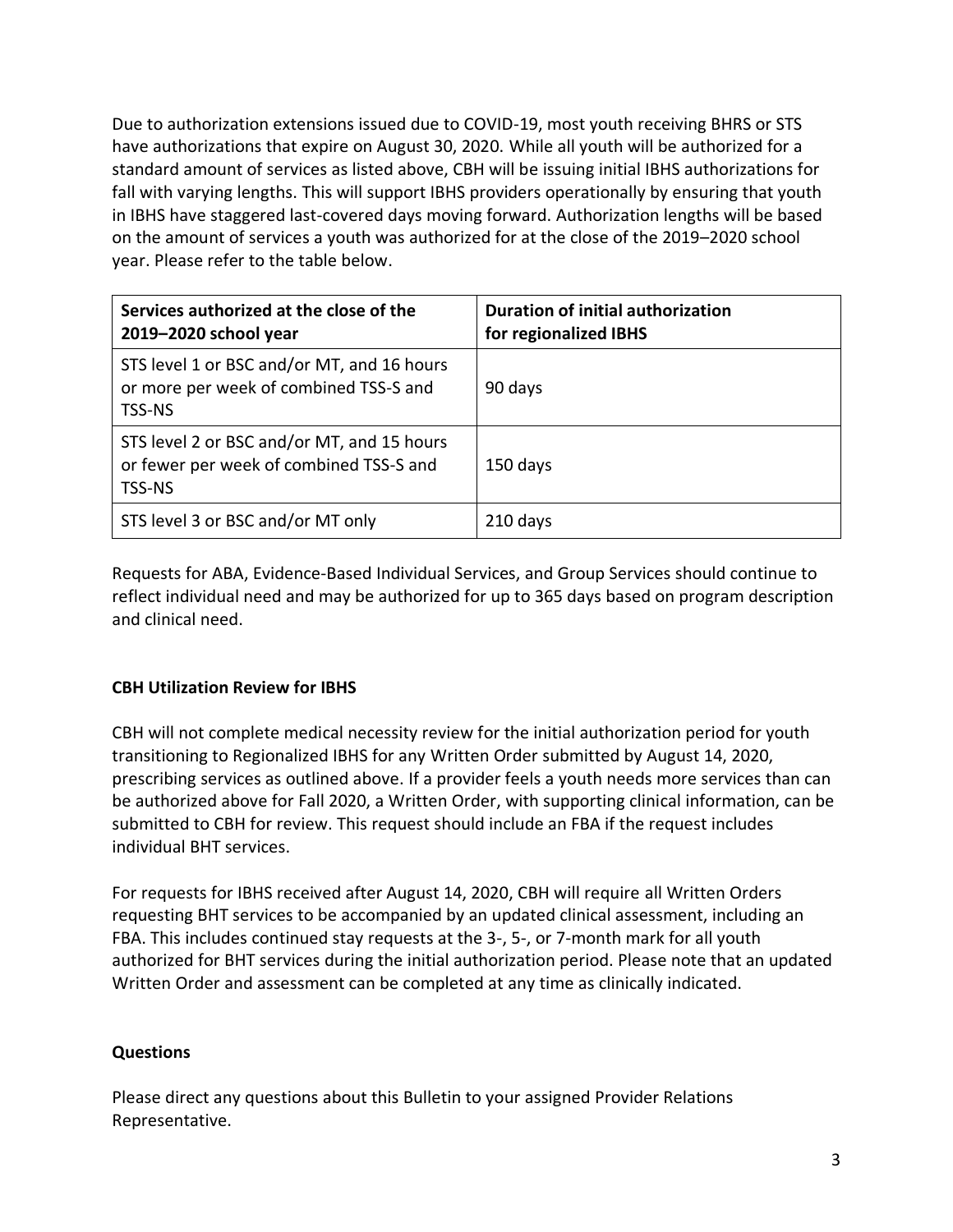Due to authorization extensions issued due to COVID-19, most youth receiving BHRS or STS have authorizations that expire on August 30, 2020. While all youth will be authorized for a standard amount of services as listed above, CBH will be issuing initial IBHS authorizations for fall with varying lengths. This will support IBHS providers operationally by ensuring that youth in IBHS have staggered last-covered days moving forward. Authorization lengths will be based on the amount of services a youth was authorized for at the close of the 2019–2020 school year. Please refer to the table below.

| **Services authorized at the close of the 2019–2020 school year** | **Duration of initial authorization for regionalized IBHS** |
|---|---|
| STS level 1 or BSC and/or MT, and 16 hours or more per week of combined TSS-S and TSS-NS | 90 days |
| STS level 2 or BSC and/or MT, and 15 hours or fewer per week of combined TSS-S and TSS-NS | 150 days |
| STS level 3 or BSC and/or MT only | 210 days |

Requests for ABA, Evidence-Based Individual Services, and Group Services should continue to reflect individual need and may be authorized for up to 365 days based on program description and clinical need.

**CBH Utilization Review for IBHS**

CBH will not complete medical necessity review for the initial authorization period for youth transitioning to Regionalized IBHS for any Written Order submitted by August 14, 2020, prescribing services as outlined above. If a provider feels a youth needs more services than can be authorized above for Fall 2020, a Written Order, with supporting clinical information, can be submitted to CBH for review. This request should include an FBA if the request includes individual BHT services.

For requests for IBHS received after August 14, 2020, CBH will require all Written Orders requesting BHT services to be accompanied by an updated clinical assessment, including an FBA. This includes continued stay requests at the 3-, 5-, or 7-month mark for all youth authorized for BHT services during the initial authorization period. Please note that an updated Written Order and assessment can be completed at any time as clinically indicated.

**Questions**

Please direct any questions about this Bulletin to your assigned Provider Relations Representative.